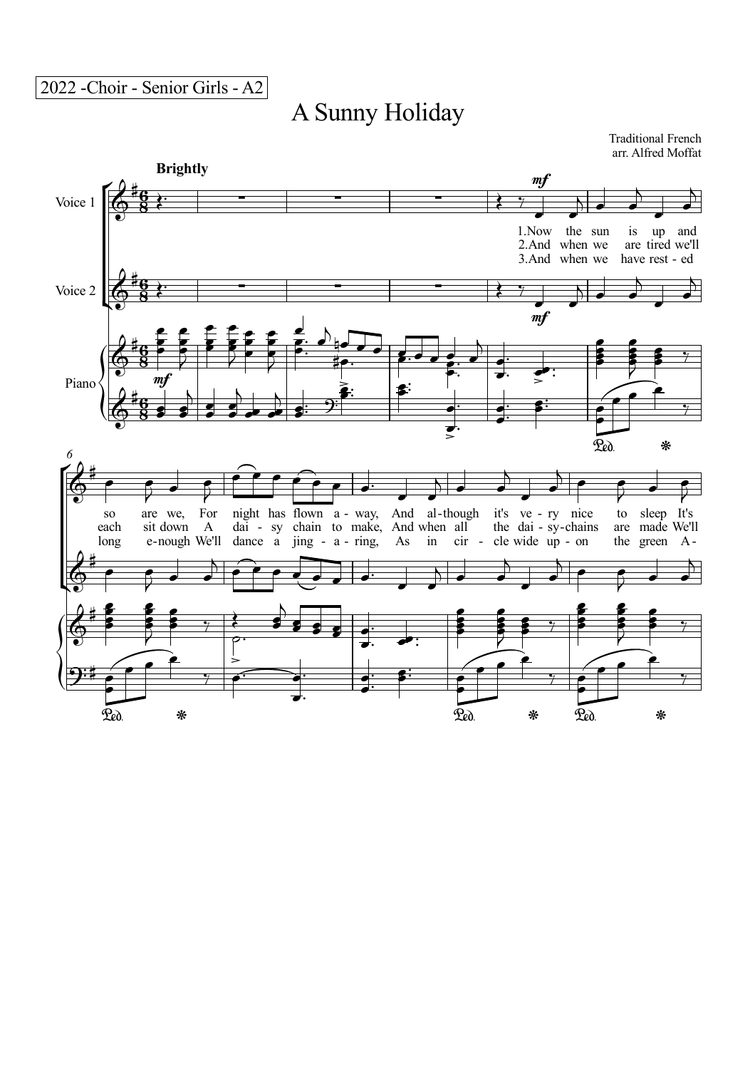2022 -Choir - Senior Girls - A2

# A Sunny Holiday

Traditional French
arr. Alfred Moffat

**Brightly**

Voice 1
Voice 2
Piano

*mf*

1.Now the sun is up and so are we, For night has flown a - way, And al-though it's ve - ry nice to sleep It's

2.And when we are tired we'll each sit down A dai - sy chain to make, And when all the dai - sy-chains are made We'll

3.And when we have rest - ed long e-nough We'll dance a jing - a - ring, As in cir - cle wide up - on the green A -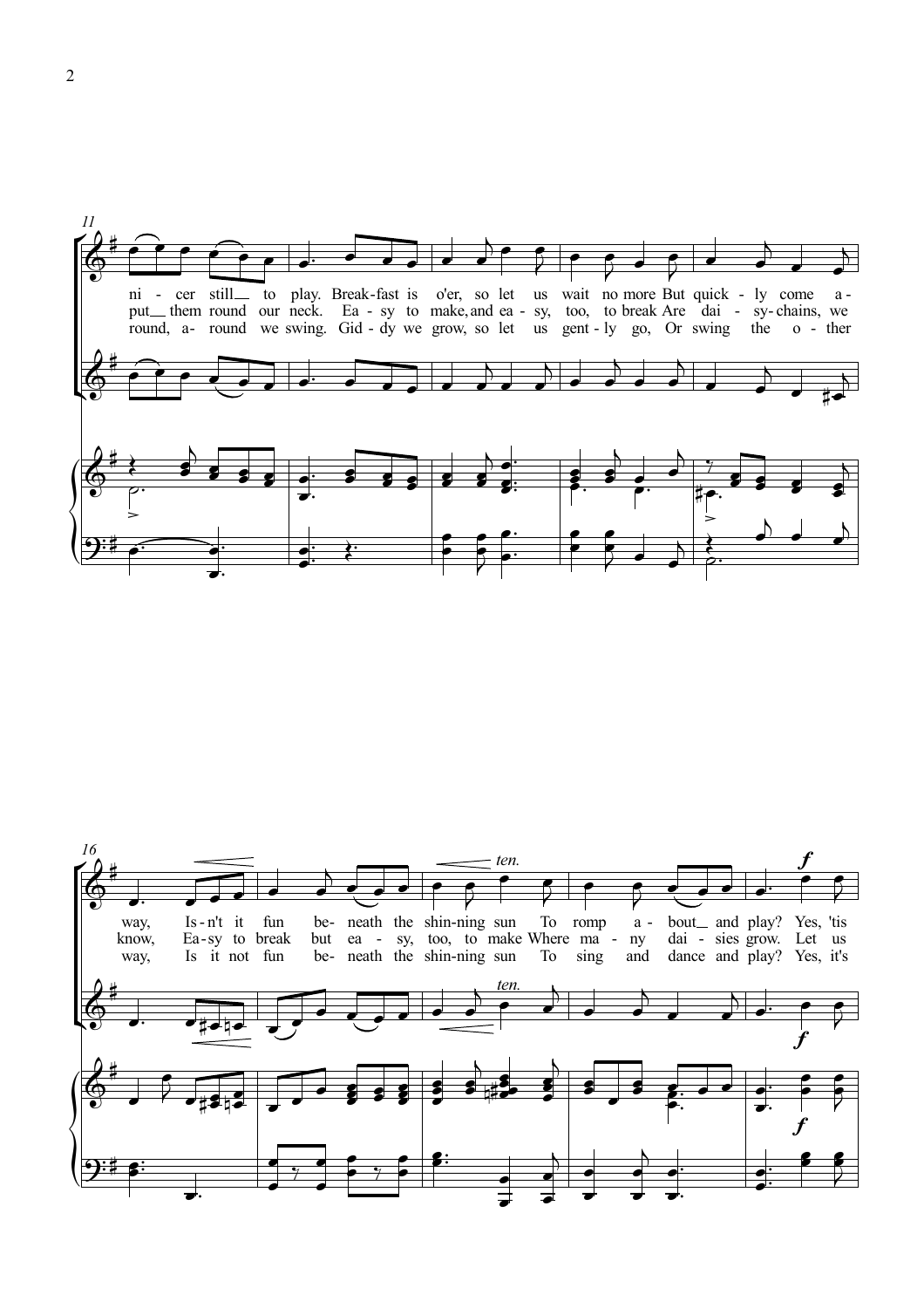11

ni - cer still to play. Break-fast is o'er, so let us wait no more But quick - ly come a -
put them round our neck. Ea - sy to make, and ea - sy, too, to break Are dai - sy-chains, we
round, a- round we swing. Gid - dy we grow, so let us gent - ly go, Or swing the o - ther

16

*ten.* *f*

way, Is-n't it fun be- neath the shin-ning sun To romp a - bout and play? Yes, 'tis
know, Ea-sy to break but ea - sy, too, to make Where ma - ny dai - sies grow. Let us
way, Is it not fun be- neath the shin-ning sun To sing and dance and play? Yes, it's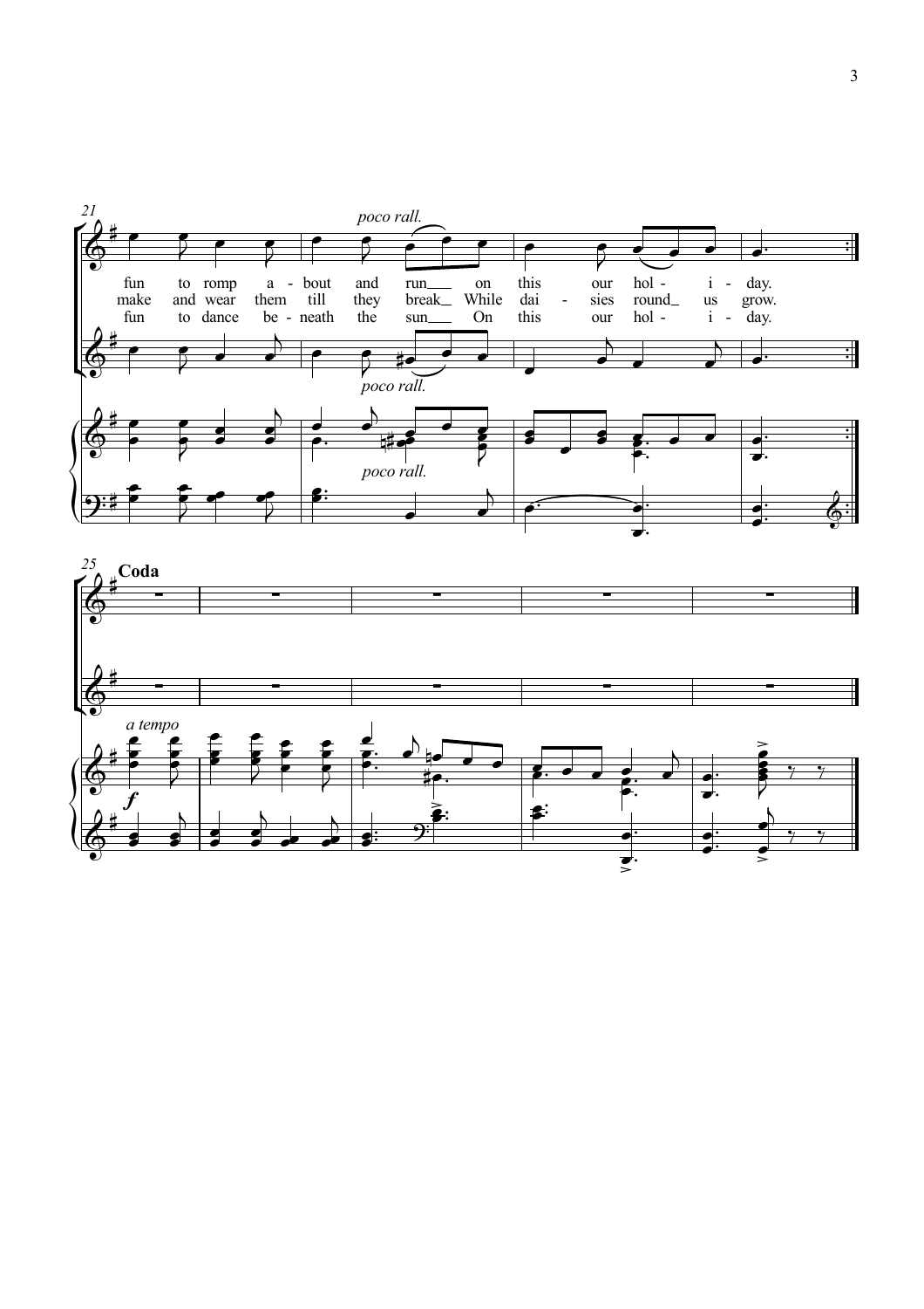21

*poco rall.*

fun to romp a - bout and run___ on this our hol - i - day.
make and wear them till they break_ While dai - sies round_ us grow.
fun to dance be - neath the sun___ On this our hol - i - day.

*poco rall.*

*poco rall.*

25

**Coda**

*a tempo*

***f***